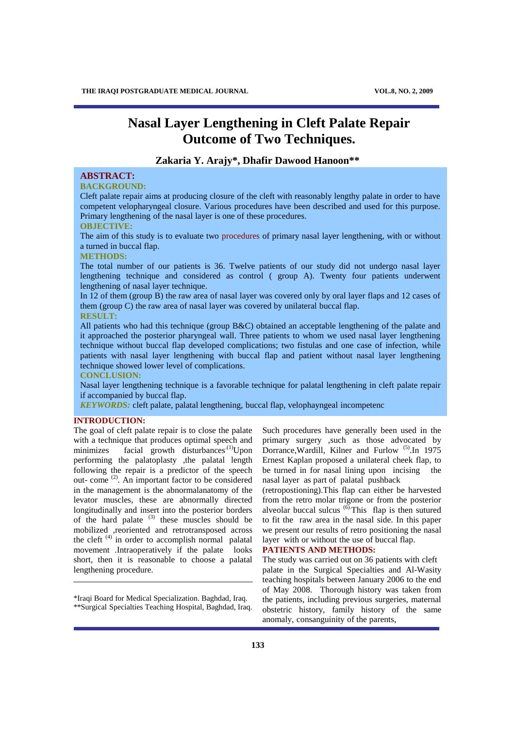# Nasal Layer Lengthening in Cleft Palate Repair Outcome of Two Techniques.

**Zakaria Y. Arajy*, Dhafir Dawood Hanoon****

## ABSTRACT:

### BACKGROUND:

Cleft palate repair aims at producing closure of the cleft with reasonably lengthy palate in order to have competent velopharyngeal closure. Various procedures have been described and used for this purpose. Primary lengthening of the nasal layer is one of these procedures.

### OBJECTIVE:

The aim of this study is to evaluate two procedures of primary nasal layer lengthening, with or without a turned in buccal flap.

### METHODS:

The total number of our patients is 36. Twelve patients of our study did not undergo nasal layer lengthening technique and considered as control ( group A). Twenty four patients underwent lengthening of nasal layer technique.

In 12 of them (group B) the raw area of nasal layer was covered only by oral layer flaps and 12 cases of them (group C) the raw area of nasal layer was covered by unilateral buccal flap.

### RESULT:

All patients who had this technique (group B&C) obtained an acceptable lengthening of the palate and it approached the posterior pharyngeal wall. Three patients to whom we used nasal layer lengthening technique without buccal flap developed complications; two fistulas and one case of infection, while patients with nasal layer lengthening with buccal flap and patient without nasal layer lengthening technique showed lower level of complications.

### CONCLUSION:

Nasal layer lengthening technique is a favorable technique for palatal lengthening in cleft palate repair if accompanied by buccal flap.

***KEYWORDS:*** cleft palate, palatal lengthening, buccal flap, velophayngeal incompetenc

## INTRODUCTION:

The goal of cleft palate repair is to close the palate with a technique that produces optimal speech and minimizes facial growth disturbances.[1]Upon performing the palatoplasty ,the palatal length following the repair is a predictor of the speech out- come [2]. An important factor to be considered in the management is the abnormalanatomy of the levator muscles, these are abnormally directed longitudinally and insert into the posterior borders of the hard palate [3] these muscles should be mobilized ,reoriented and retrotransposed across the cleft [4] in order to accomplish normal palatal movement .Intraoperatively if the palate looks short, then it is reasonable to choose a palatal lengthening procedure.

Such procedures have generally been used in the primary surgery ,such as those advocated by Dorrance,Wardill, Kilner and Furlow [5].In 1975 Ernest Kaplan proposed a unilateral cheek flap, to be turned in for nasal lining upon incising the nasal layer as part of palatal pushback (retropostioning).This flap can either be harvested from the retro molar trigone or from the posterior alveolar buccal sulcus [6].This flap is then sutured to fit the raw area in the nasal side. In this paper we present our results of retro positioning the nasal layer with or without the use of buccal flap.

## PATIENTS AND METHODS:

The study was carried out on 36 patients with cleft palate in the Surgical Specialties and Al-Wasity teaching hospitals between January 2006 to the end of May 2008. Thorough history was taken from the patients, including previous surgeries, maternal obstetric history, family history of the same anomaly, consanguinity of the parents,

*Iraqi Board for Medical Specialization. Baghdad, Iraq.
**Surgical Specialties Teaching Hospital, Baghdad, Iraq.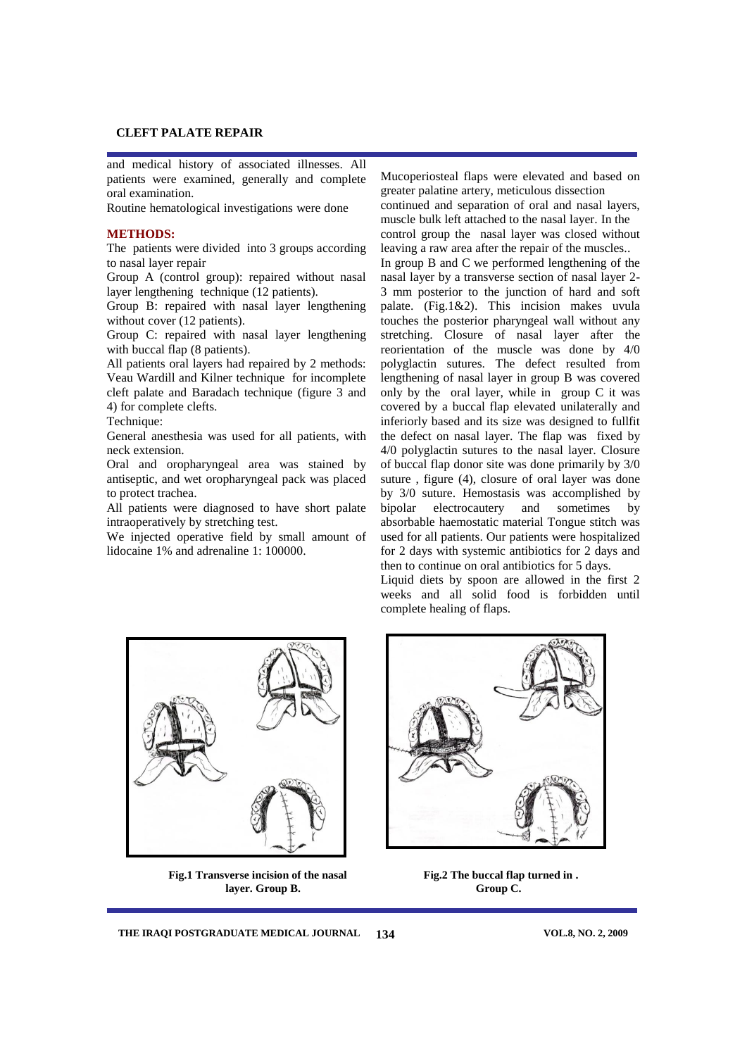and medical history of associated illnesses. All patients were examined, generally and complete oral examination.

Routine hematological investigations were done

## METHODS:

The patients were divided into 3 groups according to nasal layer repair

Group A (control group): repaired without nasal layer lengthening technique (12 patients).

Group B: repaired with nasal layer lengthening without cover (12 patients).

Group C: repaired with nasal layer lengthening with buccal flap (8 patients).

All patients oral layers had repaired by 2 methods: Veau Wardill and Kilner technique for incomplete cleft palate and Baradach technique (figure 3 and 4) for complete clefts.

Technique:

General anesthesia was used for all patients, with neck extension.

Oral and oropharyngeal area was stained by antiseptic, and wet oropharyngeal pack was placed to protect trachea.

All patients were diagnosed to have short palate intraoperatively by stretching test.

We injected operative field by small amount of lidocaine 1% and adrenaline 1: 100000.

Mucoperiosteal flaps were elevated and based on greater palatine artery, meticulous dissection continued and separation of oral and nasal layers, muscle bulk left attached to the nasal layer. In the control group the nasal layer was closed without leaving a raw area after the repair of the muscles..

In group B and C we performed lengthening of the nasal layer by a transverse section of nasal layer 2-3 mm posterior to the junction of hard and soft palate. (Fig.1&2). This incision makes uvula touches the posterior pharyngeal wall without any stretching. Closure of nasal layer after the reorientation of the muscle was done by 4/0 polyglactin sutures. The defect resulted from lengthening of nasal layer in group B was covered only by the oral layer, while in group C it was covered by a buccal flap elevated unilaterally and inferiorly based and its size was designed to fullfit the defect on nasal layer. The flap was fixed by 4/0 polyglactin sutures to the nasal layer. Closure of buccal flap donor site was done primarily by 3/0 suture , figure (4), closure of oral layer was done by 3/0 suture. Hemostasis was accomplished by bipolar electrocautery and sometimes by absorbable haemostatic material Tongue stitch was used for all patients. Our patients were hospitalized for 2 days with systemic antibiotics for 2 days and then to continue on oral antibiotics for 5 days.

Liquid diets by spoon are allowed in the first 2 weeks and all solid food is forbidden until complete healing of flaps.

**Fig.1 Transverse incision of the nasal layer. Group B.**

**Fig.2 The buccal flap turned in . Group C.**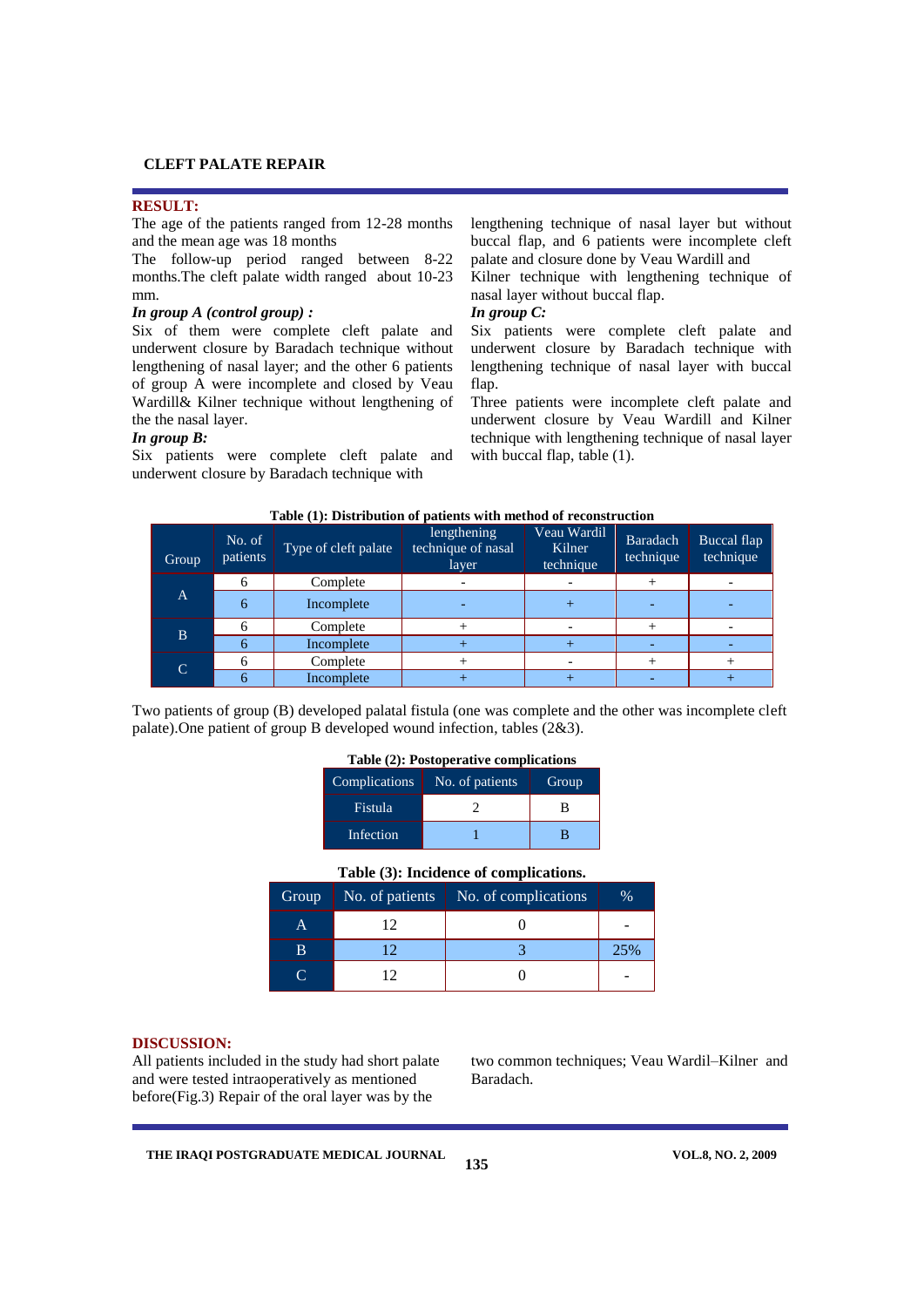## RESULT:

The age of the patients ranged from 12-28 months and the mean age was 18 months

The follow-up period ranged between 8-22 months.The cleft palate width ranged about 10-23 mm.

***In group A (control group) :***

Six of them were complete cleft palate and underwent closure by Baradach technique without lengthening of nasal layer; and the other 6 patients of group A were incomplete and closed by Veau Wardill& Kilner technique without lengthening of the the nasal layer.

***In group B:***

Six patients were complete cleft palate and underwent closure by Baradach technique with lengthening technique of nasal layer but without buccal flap, and 6 patients were incomplete cleft palate and closure done by Veau Wardill and Kilner technique with lengthening technique of nasal layer without buccal flap.

***In group C:***

Six patients were complete cleft palate and underwent closure by Baradach technique with lengthening technique of nasal layer with buccal flap.

Three patients were incomplete cleft palate and underwent closure by Veau Wardill and Kilner technique with lengthening technique of nasal layer with buccal flap, table (1).

**Table (1): Distribution of patients with method of reconstruction**

| Group | No. of patients | Type of cleft palate | lengthening technique of nasal layer | Veau Wardil Kilner technique | Baradach technique | Buccal flap technique |
|---|---|---|---|---|---|---|
| A | 6 | Complete | - | - | + | - |
| | 6 | Incomplete | - | + | - | - |
| B | 6 | Complete | + | - | + | - |
| | 6 | Incomplete | + | + | - | - |
| C | 6 | Complete | + | - | + | + |
| | 6 | Incomplete | + | + | - | + |

Two patients of group (B) developed palatal fistula (one was complete and the other was incomplete cleft palate).One patient of group B developed wound infection, tables (2&3).

**Table (2): Postoperative complications**

| Complications | No. of patients | Group |
|---|---|---|
| Fistula | 2 | B |
| Infection | 1 | B |

**Table (3): Incidence of complications.**

| Group | No. of patients | No. of complications | % |
|---|---|---|---|
| A | 12 | 0 | - |
| B | 12 | 3 | 25% |
| C | 12 | 0 | - |

## DISCUSSION:

All patients included in the study had short palate and were tested intraoperatively as mentioned before(Fig.3) Repair of the oral layer was by the two common techniques; Veau Wardil–Kilner and Baradach.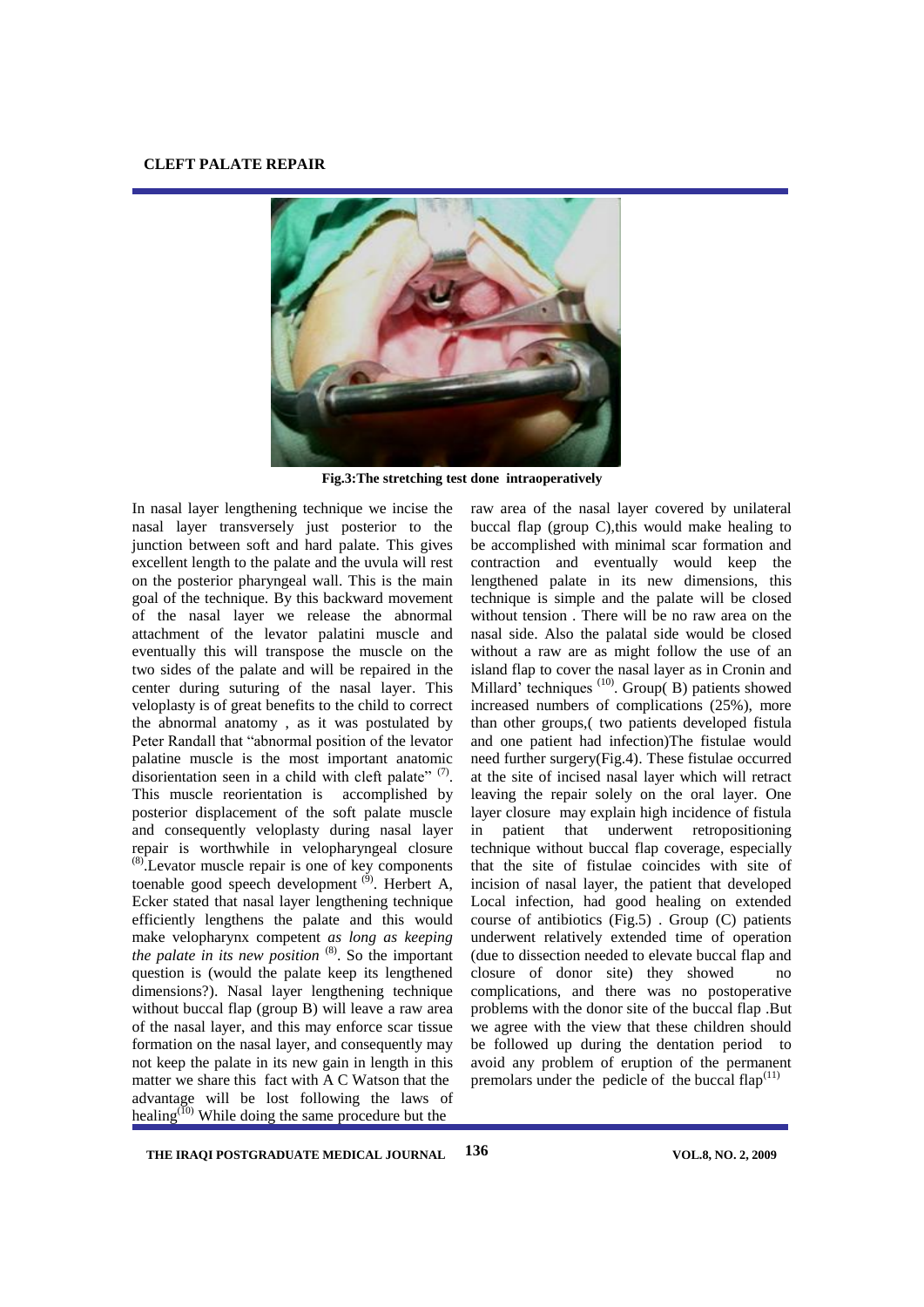Fig.3:The stretching test done intraoperatively

In nasal layer lengthening technique we incise the nasal layer transversely just posterior to the junction between soft and hard palate. This gives excellent length to the palate and the uvula will rest on the posterior pharyngeal wall. This is the main goal of the technique. By this backward movement of the nasal layer we release the abnormal attachment of the levator palatini muscle and eventually this will transpose the muscle on the two sides of the palate and will be repaired in the center during suturing of the nasal layer. This veloplasty is of great benefits to the child to correct the abnormal anatomy , as it was postulated by Peter Randall that "abnormal position of the levator palatine muscle is the most important anatomic disorientation seen in a child with cleft palate" [7]. This muscle reorientation is accomplished by posterior displacement of the soft palate muscle and consequently veloplasty during nasal layer repair is worthwhile in velopharyngeal closure [8].Levator muscle repair is one of key components toenable good speech development [9]. Herbert A, Ecker stated that nasal layer lengthening technique efficiently lengthens the palate and this would make velopharynx competent *as long as keeping the palate in its new position* [8]. So the important question is (would the palate keep its lengthened dimensions?). Nasal layer lengthening technique without buccal flap (group B) will leave a raw area of the nasal layer, and this may enforce scar tissue formation on the nasal layer, and consequently may not keep the palate in its new gain in length in this matter we share this fact with A C Watson that the advantage will be lost following the laws of healing[10] While doing the same procedure but the raw area of the nasal layer covered by unilateral buccal flap (group C),this would make healing to be accomplished with minimal scar formation and contraction and eventually would keep the lengthened palate in its new dimensions, this technique is simple and the palate will be closed without tension . There will be no raw area on the nasal side. Also the palatal side would be closed without a raw are as might follow the use of an island flap to cover the nasal layer as in Cronin and Millard' techniques [10]. Group( B) patients showed increased numbers of complications (25%), more than other groups,( two patients developed fistula and one patient had infection)The fistulae would need further surgery(Fig.4). These fistulae occurred at the site of incised nasal layer which will retract leaving the repair solely on the oral layer. One layer closure may explain high incidence of fistula in patient that underwent retropositioning technique without buccal flap coverage, especially that the site of fistulae coincides with site of incision of nasal layer, the patient that developed Local infection, had good healing on extended course of antibiotics (Fig.5) . Group (C) patients underwent relatively extended time of operation (due to dissection needed to elevate buccal flap and closure of donor site) they showed no complications, and there was no postoperative problems with the donor site of the buccal flap .But we agree with the view that these children should be followed up during the dentation period to avoid any problem of eruption of the permanent premolars under the pedicle of the buccal flap[11]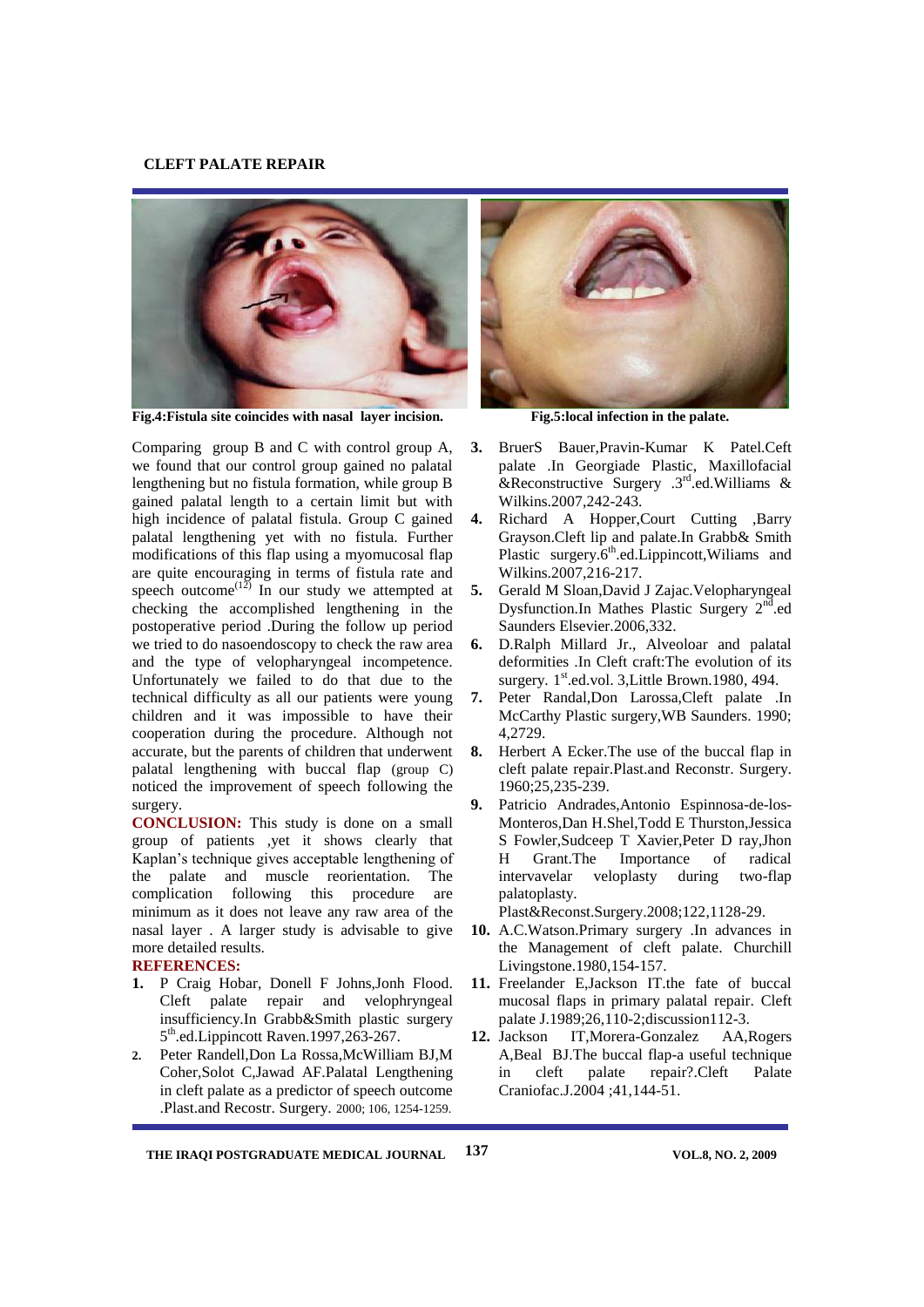Fig.4:Fistula site coincides with nasal layer incision.

Fig.5:local infection in the palate.

Comparing group B and C with control group A, we found that our control group gained no palatal lengthening but no fistula formation, while group B gained palatal length to a certain limit but with high incidence of palatal fistula. Group C gained palatal lengthening yet with no fistula. Further modifications of this flap using a myomucosal flap are quite encouraging in terms of fistula rate and speech outcome[12] In our study we attempted at checking the accomplished lengthening in the postoperative period .During the follow up period we tried to do nasoendoscopy to check the raw area and the type of velopharyngeal incompetence. Unfortunately we failed to do that due to the technical difficulty as all our patients were young children and it was impossible to have their cooperation during the procedure. Although not accurate, but the parents of children that underwent palatal lengthening with buccal flap (group C) noticed the improvement of speech following the surgery.

**CONCLUSION:** This study is done on a small group of patients ,yet it shows clearly that Kaplan's technique gives acceptable lengthening of the palate and muscle reorientation. The complication following this procedure are minimum as it does not leave any raw area of the nasal layer . A larger study is advisable to give more detailed results.

**REFERENCES:**

1. P Craig Hobar, Donell F Johns,Jonh Flood. Cleft palate repair and velophryngeal insufficiency.In Grabb&Smith plastic surgery 5th.ed.Lippincott Raven.1997,263-267.
2. Peter Randell,Don La Rossa,McWilliam BJ,M Coher,Solot C,Jawad AF.Palatal Lengthening in cleft palate as a predictor of speech outcome .Plast.and Recostr. Surgery. 2000; 106, 1254-1259.
3. BruerS Bauer,Pravin-Kumar K Patel.Ceft palate .In Georgiade Plastic, Maxillofacial &Reconstructive Surgery .3rd.ed.Williams & Wilkins.2007,242-243.
4. Richard A Hopper,Court Cutting ,Barry Grayson.Cleft lip and palate.In Grabb& Smith Plastic surgery.6th.ed.Lippincott,Wiliams and Wilkins.2007,216-217.
5. Gerald M Sloan,David J Zajac.Velopharyngeal Dysfunction.In Mathes Plastic Surgery 2nd.ed Saunders Elsevier.2006,332.
6. D.Ralph Millard Jr., Alveoloar and palatal deformities .In Cleft craft:The evolution of its surgery. 1st.ed.vol. 3,Little Brown.1980, 494.
7. Peter Randal,Don Larossa,Cleft palate .In McCarthy Plastic surgery,WB Saunders. 1990; 4,2729.
8. Herbert A Ecker.The use of the buccal flap in cleft palate repair.Plast.and Reconstr. Surgery. 1960;25,235-239.
9. Patricio Andrades,Antonio Espinnosa-de-los-Monteros,Dan H.Shel,Todd E Thurston,Jessica S Fowler,Sudceep T Xavier,Peter D ray,Jhon H Grant.The Importance of radical intervavelar veloplasty during two-flap palatoplasty. Plast&Reconst.Surgery.2008;122,1128-29.
10. A.C.Watson.Primary surgery .In advances in the Management of cleft palate. Churchill Livingstone.1980,154-157.
11. Freelander E,Jackson IT.the fate of buccal mucosal flaps in primary palatal repair. Cleft palate J.1989;26,110-2;discussion112-3.
12. Jackson IT,Morera-Gonzalez AA,Rogers A,Beal BJ.The buccal flap-a useful technique in cleft palate repair?.Cleft Palate Craniofac.J.2004 ;41,144-51.